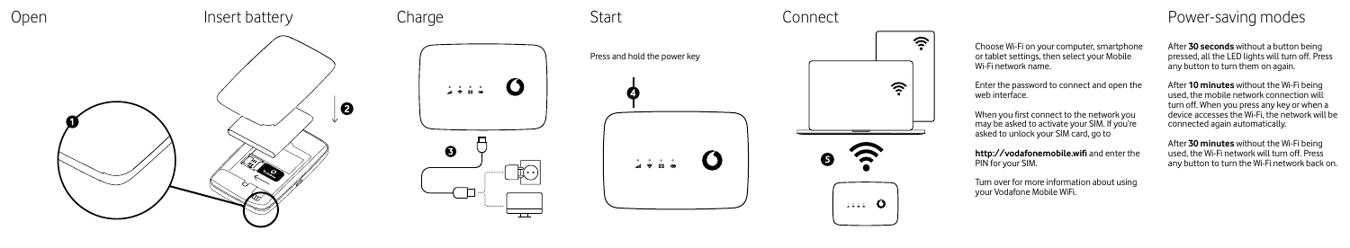## Open

## Insert battery

## Charge

## Start

Press and hold the power key

## Connect

Choose Wi-Fi on your computer, smartphone or tablet settings, then select your Mobile Wi-Fi network name.

Enter the password to connect and open the web interface.

When you first connect to the network you may be asked to activate your SIM. If you're asked to unlock your SIM card, go to

**http://vodafonemobile.wifi** and enter the PIN for your SIM.

Turn over for more information about using your Vodafone Mobile WiFi.

## Power-saving modes

After **30 seconds** without a button being pressed, all the LED lights will turn off. Press any button to turn them on again.

After **10 minutes** without the Wi-Fi being used, the mobile network connection will turn off. When you press any key or when a device accesses the Wi-Fi, the network will be connected again automatically.

After **30 minutes** without the Wi-Fi being used, the Wi-Fi network will turn off. Press any button to turn the Wi-Fi network back on.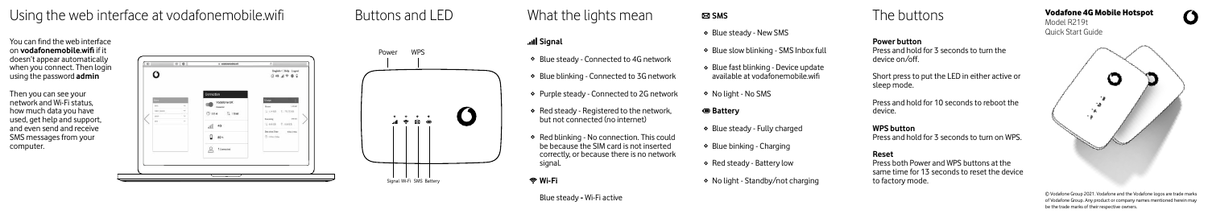## Using the web interface at vodafonemobile.wifi

You can find the web interface on **vodafonemobile.wifi** if it doesn't appear automatically when you connect. Then login using the password **admin**

Then you can see your network and Wi-Fi status, how much data you have used, get help and support, and even send and receive SMS messages from your computer.

## Buttons and LED

Power
WPS

Signal Wi-Fi SMS Battery

## What the lights mean

### Signal

- Blue steady - Connected to 4G network
- Blue blinking - Connected to 3G network
- Purple steady - Connected to 2G network
- Red steady - Registered to the network, but not connected (no internet)
- Red blinking - No connection. This could be because the SIM card is not inserted correctly, or because there is no network signal.

### Wi-Fi

Blue steady - Wi-Fi active

### SMS

- Blue steady - New SMS
- Blue slow blinking - SMS Inbox full
- Blue fast blinking - Device update available at vodafonemobile.wifi
- No light - No SMS

### Battery

- Blue steady - Fully charged
- Blue binking - Charging
- Red steady - Battery low
- No light - Standby/not charging

## The buttons

**Power button**
Press and hold for 3 seconds to turn the device on/off.

Short press to put the LED in either active or sleep mode.

Press and hold for 10 seconds to reboot the device.

**WPS button**
Press and hold for 3 seconds to turn on WPS.

**Reset**
Press both Power and WPS buttons at the same time for 13 seconds to reset the device to factory mode.

**Vodafone 4G Mobile Hotspot**
Model R219t
Quick Start Guide

© Vodafone Group 2021. Vodafone and the Vodafone logos are trade marks of Vodafone Group. Any product or company names mentioned herein may be the trade marks of their respective owners.